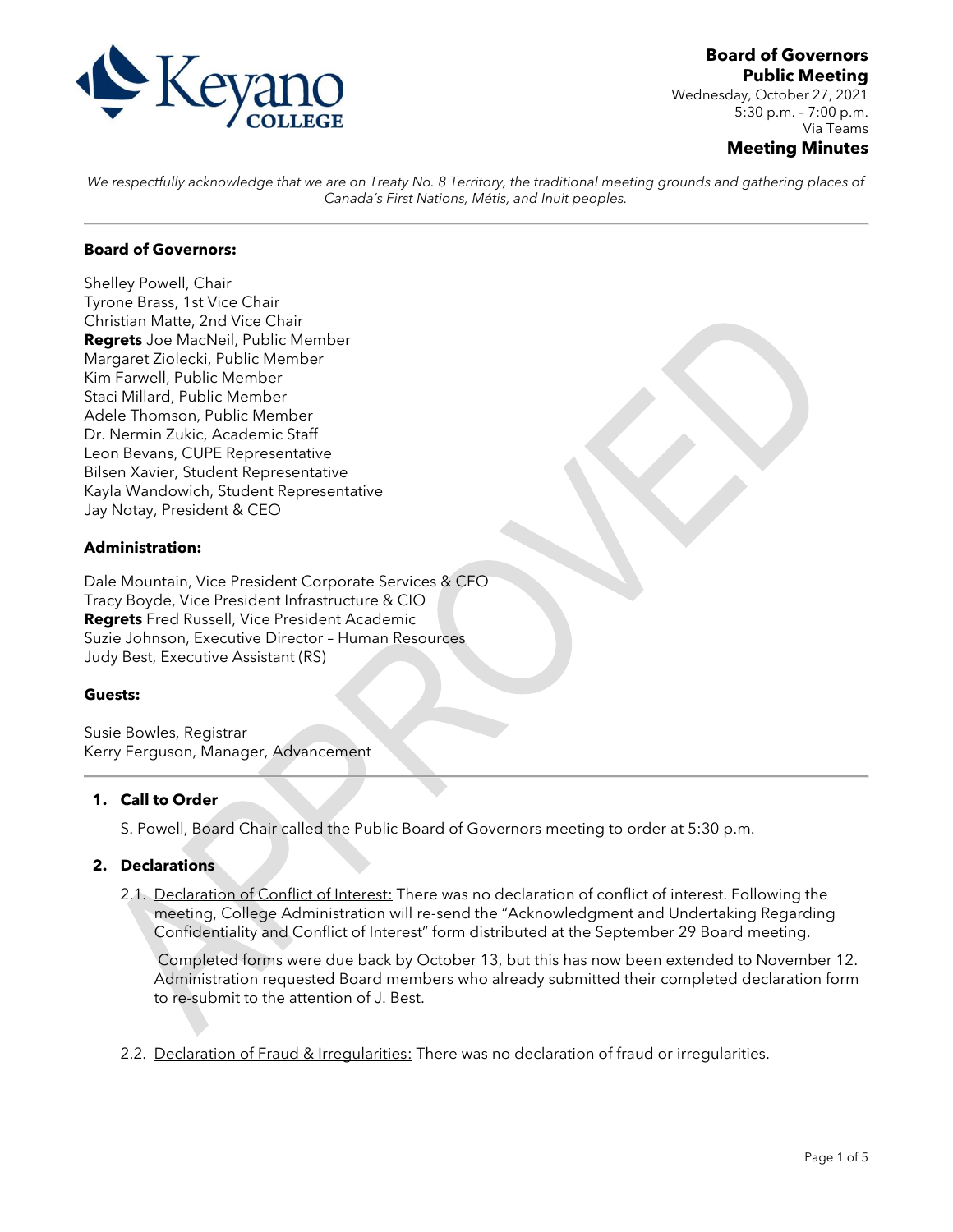# Board of Governors Public Meeting

Wednesday, October 27, 2021
5:30 p.m. – 7:00 p.m.
Via Teams

## Meeting Minutes

*We respectfully acknowledge that we are on Treaty No. 8 Territory, the traditional meeting grounds and gathering places of Canada's First Nations, Métis, and Inuit peoples.*

---

**Board of Governors:**

Shelley Powell, Chair
Tyrone Brass, 1st Vice Chair
Christian Matte, 2nd Vice Chair
**Regrets** Joe MacNeil, Public Member
Margaret Ziolecki, Public Member
Kim Farwell, Public Member
Staci Millard, Public Member
Adele Thomson, Public Member
Dr. Nermin Zukic, Academic Staff
Leon Bevans, CUPE Representative
Bilsen Xavier, Student Representative
Kayla Wandowich, Student Representative
Jay Notay, President & CEO

**Administration:**

Dale Mountain, Vice President Corporate Services & CFO
Tracy Boyde, Vice President Infrastructure & CIO
**Regrets** Fred Russell, Vice President Academic
Suzie Johnson, Executive Director – Human Resources
Judy Best, Executive Assistant (RS)

**Guests:**

Susie Bowles, Registrar
Kerry Ferguson, Manager, Advancement

---

1. **Call to Order**

   S. Powell, Board Chair called the Public Board of Governors meeting to order at 5:30 p.m.

2. **Declarations**

   2.1. Declaration of Conflict of Interest: There was no declaration of conflict of interest. Following the meeting, College Administration will re-send the "Acknowledgment and Undertaking Regarding Confidentiality and Conflict of Interest" form distributed at the September 29 Board meeting.

   Completed forms were due back by October 13, but this has now been extended to November 12. Administration requested Board members who already submitted their completed declaration form to re-submit to the attention of J. Best.

   2.2. Declaration of Fraud & Irregularities: There was no declaration of fraud or irregularities.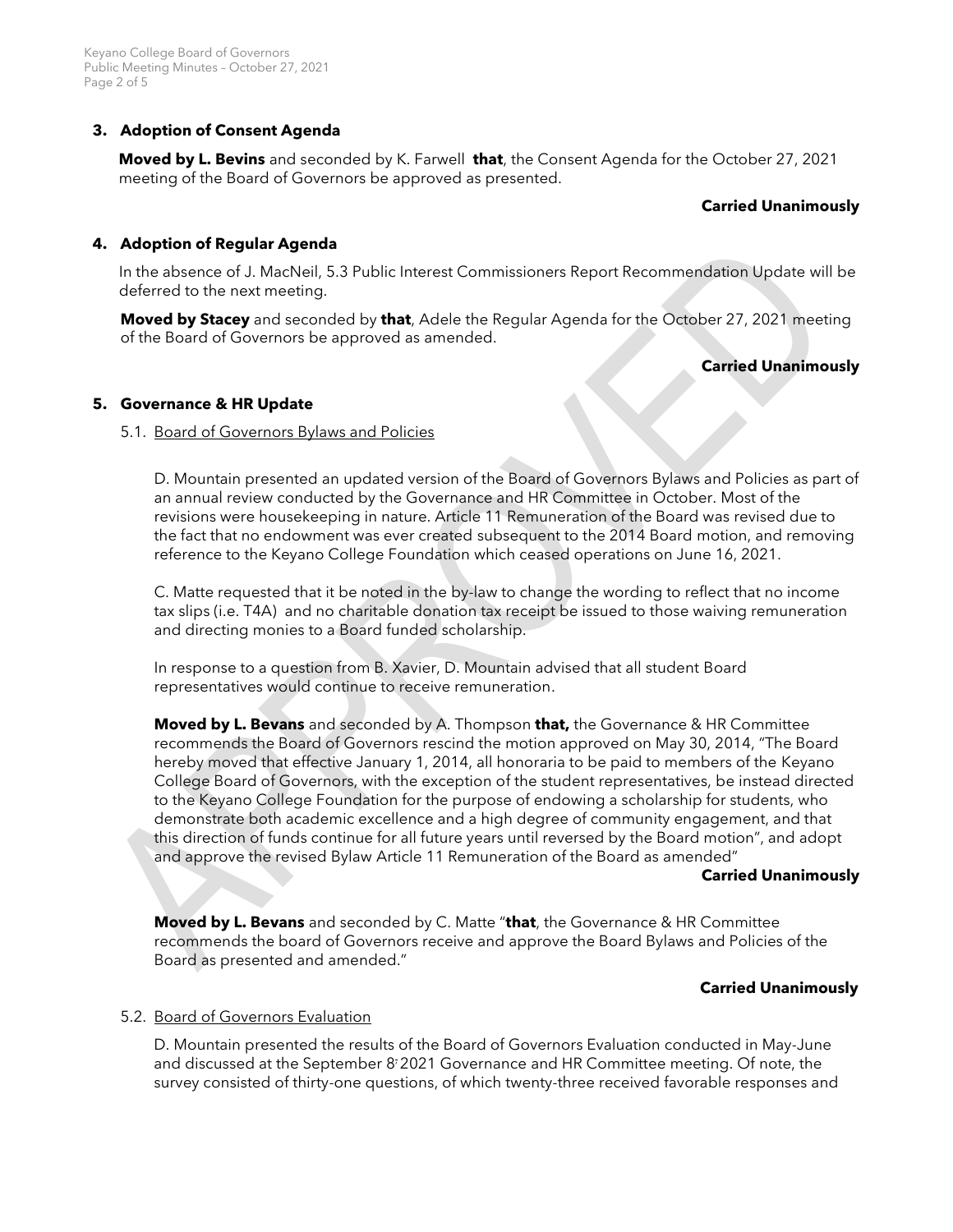## 3. Adoption of Consent Agenda

**Moved by L. Bevins** and seconded by K. Farwell **that**, the Consent Agenda for the October 27, 2021 meeting of the Board of Governors be approved as presented.

**Carried Unanimously**

## 4. Adoption of Regular Agenda

In the absence of J. MacNeil, 5.3 Public Interest Commissioners Report Recommendation Update will be deferred to the next meeting.

**Moved by Stacey** and seconded by **that**, Adele the Regular Agenda for the October 27, 2021 meeting of the Board of Governors be approved as amended.

**Carried Unanimously**

## 5. Governance & HR Update

### 5.1. Board of Governors Bylaws and Policies

D. Mountain presented an updated version of the Board of Governors Bylaws and Policies as part of an annual review conducted by the Governance and HR Committee in October. Most of the revisions were housekeeping in nature. Article 11 Remuneration of the Board was revised due to the fact that no endowment was ever created subsequent to the 2014 Board motion, and removing reference to the Keyano College Foundation which ceased operations on June 16, 2021.

C. Matte requested that it be noted in the by-law to change the wording to reflect that no income tax slips (i.e. T4A) and no charitable donation tax receipt be issued to those waiving remuneration and directing monies to a Board funded scholarship.

In response to a question from B. Xavier, D. Mountain advised that all student Board representatives would continue to receive remuneration.

**Moved by L. Bevans** and seconded by A. Thompson **that,** the Governance & HR Committee recommends the Board of Governors rescind the motion approved on May 30, 2014, "The Board hereby moved that effective January 1, 2014, all honoraria to be paid to members of the Keyano College Board of Governors, with the exception of the student representatives, be instead directed to the Keyano College Foundation for the purpose of endowing a scholarship for students, who demonstrate both academic excellence and a high degree of community engagement, and that this direction of funds continue for all future years until reversed by the Board motion", and adopt and approve the revised Bylaw Article 11 Remuneration of the Board as amended"

**Carried Unanimously**

**Moved by L. Bevans** and seconded by C. Matte "**that**, the Governance & HR Committee recommends the board of Governors receive and approve the Board Bylaws and Policies of the Board as presented and amended."

**Carried Unanimously**

### 5.2. Board of Governors Evaluation

D. Mountain presented the results of the Board of Governors Evaluation conducted in May-June and discussed at the September 8, 2021 Governance and HR Committee meeting. Of note, the survey consisted of thirty-one questions, of which twenty-three received favorable responses and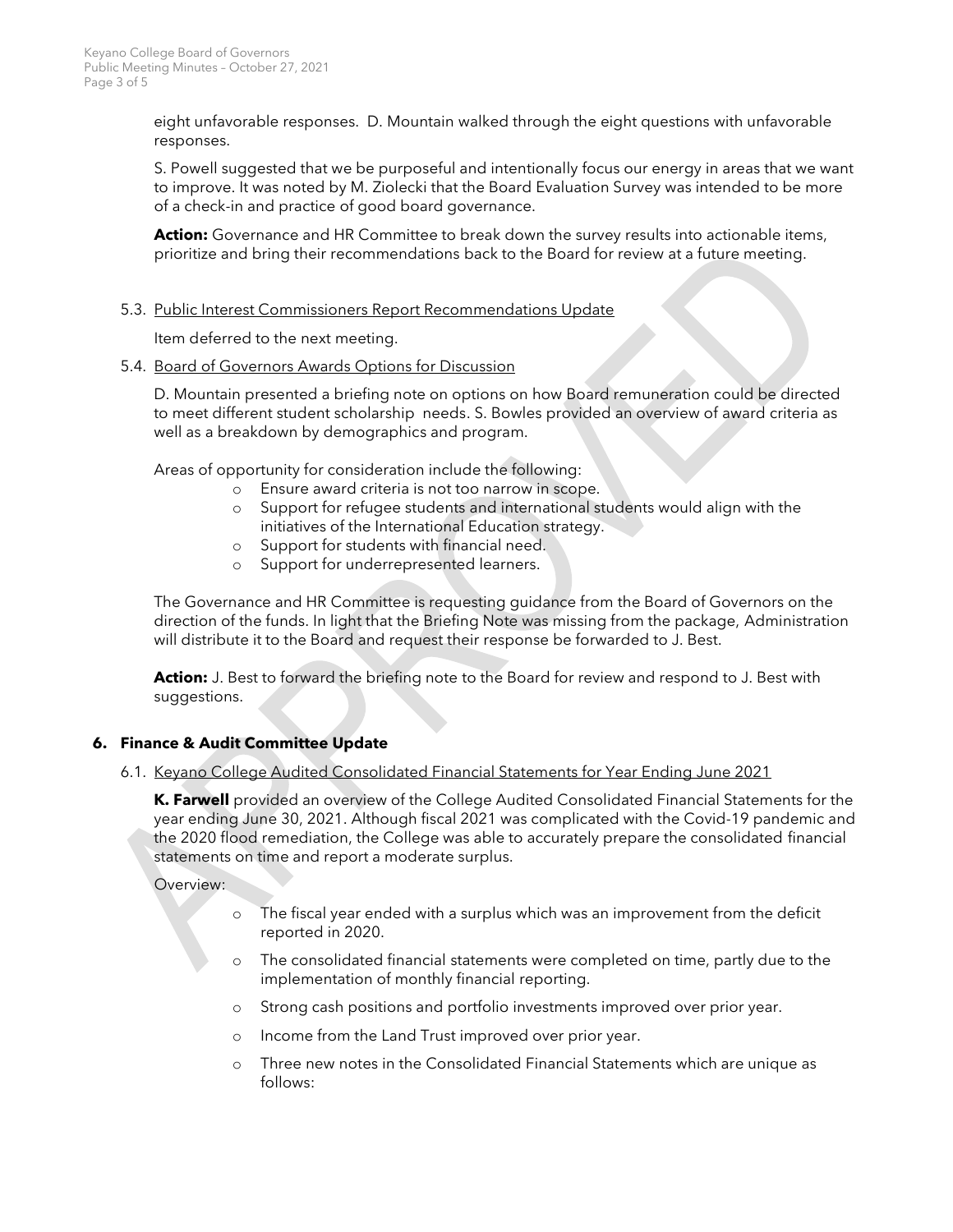eight unfavorable responses. D. Mountain walked through the eight questions with unfavorable responses.

S. Powell suggested that we be purposeful and intentionally focus our energy in areas that we want to improve. It was noted by M. Ziolecki that the Board Evaluation Survey was intended to be more of a check-in and practice of good board governance.

**Action:** Governance and HR Committee to break down the survey results into actionable items, prioritize and bring their recommendations back to the Board for review at a future meeting.

5.3. Public Interest Commissioners Report Recommendations Update

Item deferred to the next meeting.

5.4. Board of Governors Awards Options for Discussion

D. Mountain presented a briefing note on options on how Board remuneration could be directed to meet different student scholarship needs. S. Bowles provided an overview of award criteria as well as a breakdown by demographics and program.

Areas of opportunity for consideration include the following:

- Ensure award criteria is not too narrow in scope.
- Support for refugee students and international students would align with the initiatives of the International Education strategy.
- Support for students with financial need.
- Support for underrepresented learners.

The Governance and HR Committee is requesting guidance from the Board of Governors on the direction of the funds. In light that the Briefing Note was missing from the package, Administration will distribute it to the Board and request their response be forwarded to J. Best.

**Action:** J. Best to forward the briefing note to the Board for review and respond to J. Best with suggestions.

## 6. Finance & Audit Committee Update

6.1. Keyano College Audited Consolidated Financial Statements for Year Ending June 2021

**K. Farwell** provided an overview of the College Audited Consolidated Financial Statements for the year ending June 30, 2021. Although fiscal 2021 was complicated with the Covid-19 pandemic and the 2020 flood remediation, the College was able to accurately prepare the consolidated financial statements on time and report a moderate surplus.

Overview:

- The fiscal year ended with a surplus which was an improvement from the deficit reported in 2020.
- The consolidated financial statements were completed on time, partly due to the implementation of monthly financial reporting.
- Strong cash positions and portfolio investments improved over prior year.
- Income from the Land Trust improved over prior year.
- Three new notes in the Consolidated Financial Statements which are unique as follows: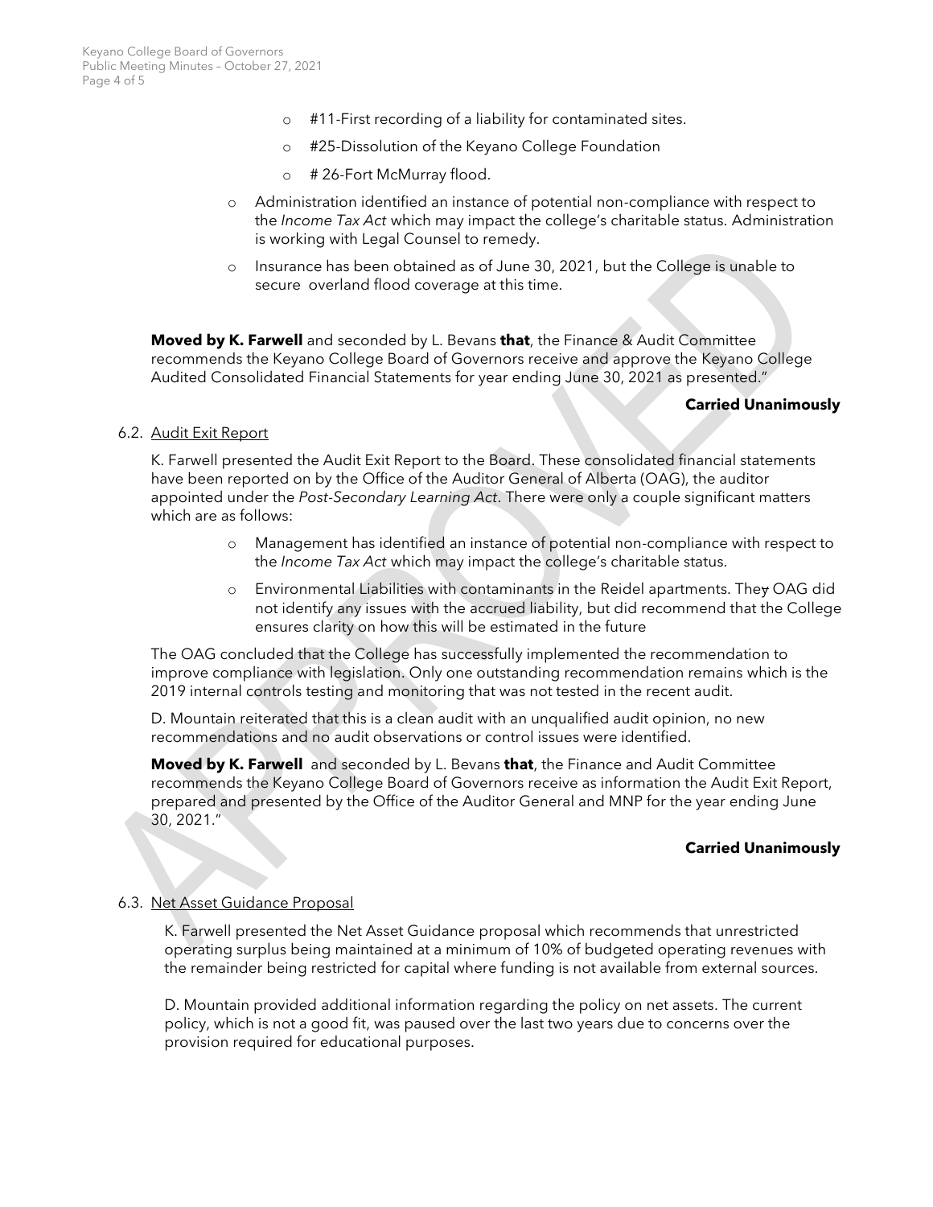- #11-First recording of a liability for contaminated sites.
    - #25-Dissolution of the Keyano College Foundation
    - # 26-Fort McMurray flood.
- Administration identified an instance of potential non-compliance with respect to the *Income Tax Act* which may impact the college's charitable status. Administration is working with Legal Counsel to remedy.
- Insurance has been obtained as of June 30, 2021, but the College is unable to secure overland flood coverage at this time.

**Moved by K. Farwell** and seconded by L. Bevans **that**, the Finance & Audit Committee recommends the Keyano College Board of Governors receive and approve the Keyano College Audited Consolidated Financial Statements for year ending June 30, 2021 as presented."

**Carried Unanimously**

6.2. Audit Exit Report

K. Farwell presented the Audit Exit Report to the Board. These consolidated financial statements have been reported on by the Office of the Auditor General of Alberta (OAG), the auditor appointed under the *Post-Secondary Learning Act*. There were only a couple significant matters which are as follows:

- Management has identified an instance of potential non-compliance with respect to the *Income Tax Act* which may impact the college's charitable status.
- Environmental Liabilities with contaminants in the Reidel apartments. ~~They~~ The OAG did not identify any issues with the accrued liability, but did recommend that the College ensures clarity on how this will be estimated in the future

The OAG concluded that the College has successfully implemented the recommendation to improve compliance with legislation. Only one outstanding recommendation remains which is the 2019 internal controls testing and monitoring that was not tested in the recent audit.

D. Mountain reiterated that this is a clean audit with an unqualified audit opinion, no new recommendations and no audit observations or control issues were identified.

**Moved by K. Farwell** and seconded by L. Bevans **that**, the Finance and Audit Committee recommends the Keyano College Board of Governors receive as information the Audit Exit Report, prepared and presented by the Office of the Auditor General and MNP for the year ending June 30, 2021."

**Carried Unanimously**

6.3. Net Asset Guidance Proposal

K. Farwell presented the Net Asset Guidance proposal which recommends that unrestricted operating surplus being maintained at a minimum of 10% of budgeted operating revenues with the remainder being restricted for capital where funding is not available from external sources.

D. Mountain provided additional information regarding the policy on net assets. The current policy, which is not a good fit, was paused over the last two years due to concerns over the provision required for educational purposes.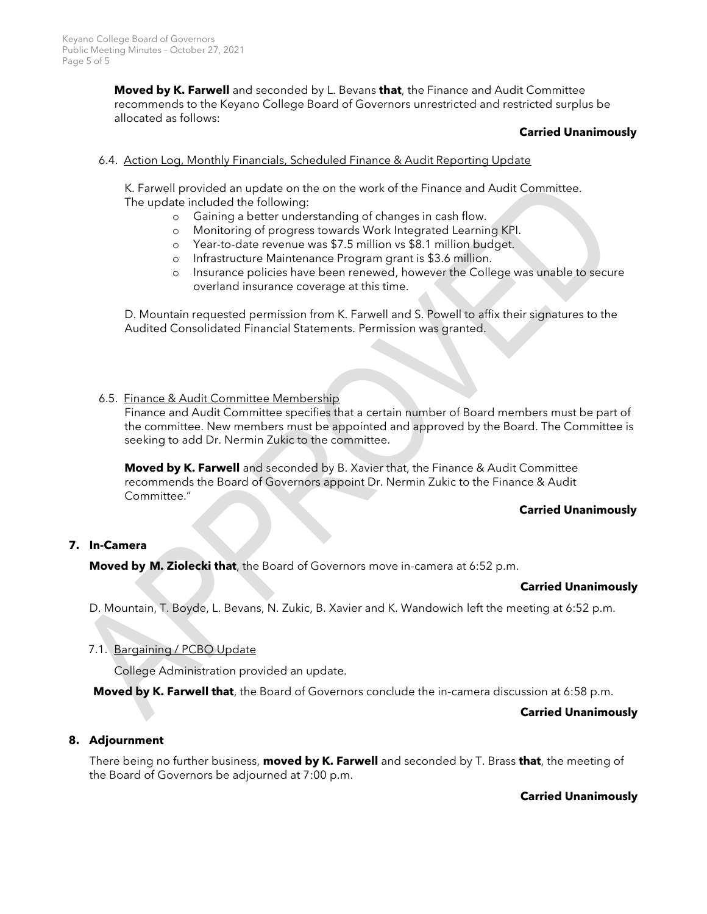**Moved by K. Farwell** and seconded by L. Bevans **that**, the Finance and Audit Committee recommends to the Keyano College Board of Governors unrestricted and restricted surplus be allocated as follows:

**Carried Unanimously**

6.4. Action Log, Monthly Financials, Scheduled Finance & Audit Reporting Update

K. Farwell provided an update on the on the work of the Finance and Audit Committee. The update included the following:

- Gaining a better understanding of changes in cash flow.
- Monitoring of progress towards Work Integrated Learning KPI.
- Year-to-date revenue was $7.5 million vs $8.1 million budget.
- Infrastructure Maintenance Program grant is $3.6 million.
- Insurance policies have been renewed, however the College was unable to secure overland insurance coverage at this time.

D. Mountain requested permission from K. Farwell and S. Powell to affix their signatures to the Audited Consolidated Financial Statements. Permission was granted.

6.5. Finance & Audit Committee Membership

Finance and Audit Committee specifies that a certain number of Board members must be part of the committee. New members must be appointed and approved by the Board. The Committee is seeking to add Dr. Nermin Zukic to the committee.

**Moved by K. Farwell** and seconded by B. Xavier that, the Finance & Audit Committee recommends the Board of Governors appoint Dr. Nermin Zukic to the Finance & Audit Committee."

**Carried Unanimously**

## 7. In-Camera

**Moved by M. Ziolecki that**, the Board of Governors move in-camera at 6:52 p.m.

**Carried Unanimously**

D. Mountain, T. Boyde, L. Bevans, N. Zukic, B. Xavier and K. Wandowich left the meeting at 6:52 p.m.

7.1. Bargaining / PCBO Update

College Administration provided an update.

**Moved by K. Farwell that**, the Board of Governors conclude the in-camera discussion at 6:58 p.m.

**Carried Unanimously**

## 8. Adjournment

There being no further business, **moved by K. Farwell** and seconded by T. Brass **that**, the meeting of the Board of Governors be adjourned at 7:00 p.m.

**Carried Unanimously**